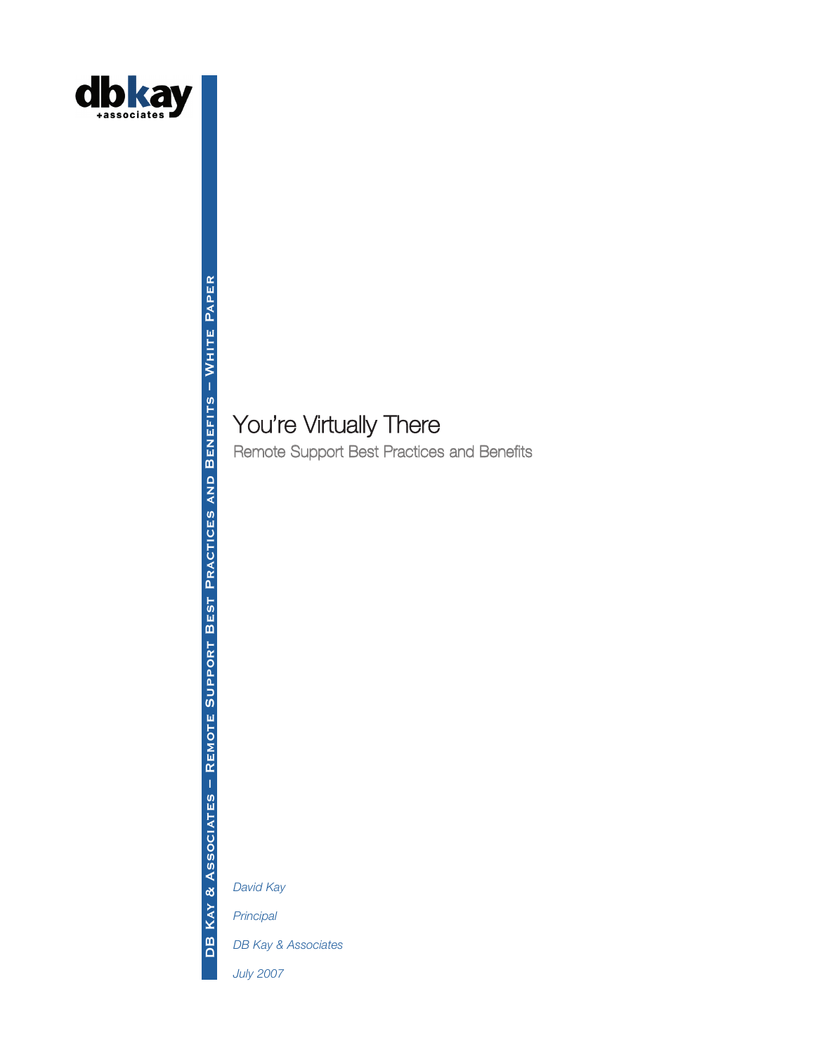# You're Virtually There

## Remote Support Best Practices and Benefits

*David Kay*

*Principal*

*DB Kay & Associates*

*July 2007*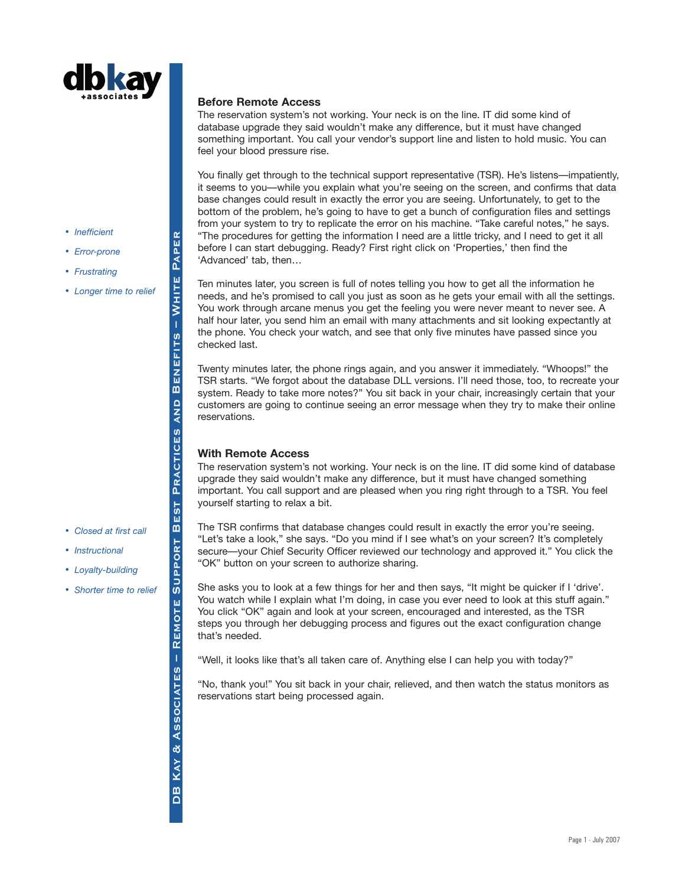## Before Remote Access

The reservation system's not working. Your neck is on the line. IT did some kind of database upgrade they said wouldn't make any difference, but it must have changed something important. You call your vendor's support line and listen to hold music. You can feel your blood pressure rise.

- *Inefficient*
- *Error-prone*
- *Frustrating*
- *Longer time to relief*

You finally get through to the technical support representative (TSR). He's listens—impatiently, it seems to you—while you explain what you're seeing on the screen, and confirms that data base changes could result in exactly the error you are seeing. Unfortunately, to get to the bottom of the problem, he's going to have to get a bunch of configuration files and settings from your system to try to replicate the error on his machine. "Take careful notes," he says. "The procedures for getting the information I need are a little tricky, and I need to get it all before I can start debugging. Ready? First right click on 'Properties,' then find the 'Advanced' tab, then…

Ten minutes later, you screen is full of notes telling you how to get all the information he needs, and he's promised to call you just as soon as he gets your email with all the settings. You work through arcane menus you get the feeling you were never meant to never see. A half hour later, you send him an email with many attachments and sit looking expectantly at the phone. You check your watch, and see that only five minutes have passed since you checked last.

Twenty minutes later, the phone rings again, and you answer it immediately. "Whoops!" the TSR starts. "We forgot about the database DLL versions. I'll need those, too, to recreate your system. Ready to take more notes?" You sit back in your chair, increasingly certain that your customers are going to continue seeing an error message when they try to make their online reservations.

## With Remote Access

The reservation system's not working. Your neck is on the line. IT did some kind of database upgrade they said wouldn't make any difference, but it must have changed something important. You call support and are pleased when you ring right through to a TSR. You feel yourself starting to relax a bit.

- *Closed at first call*
- *Instructional*
- *Loyalty-building*
- *Shorter time to relief*

The TSR confirms that database changes could result in exactly the error you're seeing. "Let's take a look," she says. "Do you mind if I see what's on your screen? It's completely secure—your Chief Security Officer reviewed our technology and approved it." You click the "OK" button on your screen to authorize sharing.

She asks you to look at a few things for her and then says, "It might be quicker if I 'drive'. You watch while I explain what I'm doing, in case you ever need to look at this stuff again." You click "OK" again and look at your screen, encouraged and interested, as the TSR steps you through her debugging process and figures out the exact configuration change that's needed.

"Well, it looks like that's all taken care of. Anything else I can help you with today?"

"No, thank you!" You sit back in your chair, relieved, and then watch the status monitors as reservations start being processed again.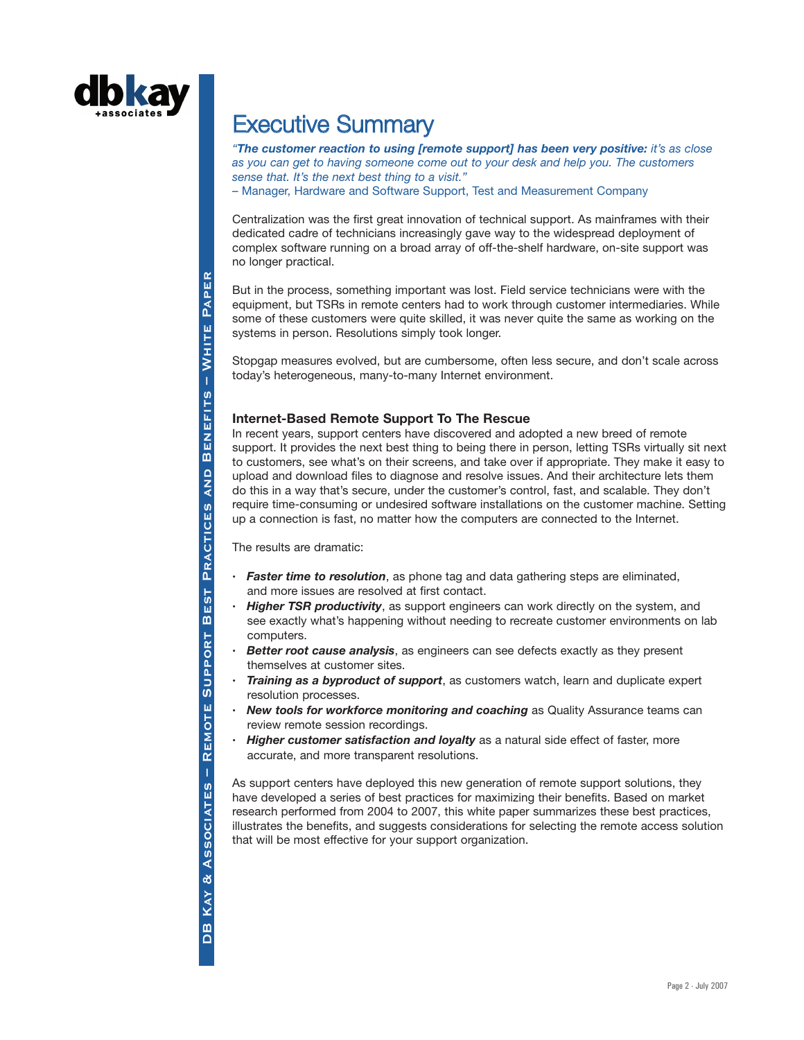# Executive Summary

*"**The customer reaction to using [remote support] has been very positive:** it's as close as you can get to having someone come out to your desk and help you. The customers sense that. It's the next best thing to a visit."*
– Manager, Hardware and Software Support, Test and Measurement Company

Centralization was the first great innovation of technical support. As mainframes with their dedicated cadre of technicians increasingly gave way to the widespread deployment of complex software running on a broad array of off-the-shelf hardware, on-site support was no longer practical.

But in the process, something important was lost. Field service technicians were with the equipment, but TSRs in remote centers had to work through customer intermediaries. While some of these customers were quite skilled, it was never quite the same as working on the systems in person. Resolutions simply took longer.

Stopgap measures evolved, but are cumbersome, often less secure, and don't scale across today's heterogeneous, many-to-many Internet environment.

## Internet-Based Remote Support To The Rescue

In recent years, support centers have discovered and adopted a new breed of remote support. It provides the next best thing to being there in person, letting TSRs virtually sit next to customers, see what's on their screens, and take over if appropriate. They make it easy to upload and download files to diagnose and resolve issues. And their architecture lets them do this in a way that's secure, under the customer's control, fast, and scalable. They don't require time-consuming or undesired software installations on the customer machine. Setting up a connection is fast, no matter how the computers are connected to the Internet.

The results are dramatic:

- ***Faster time to resolution***, as phone tag and data gathering steps are eliminated, and more issues are resolved at first contact.
- ***Higher TSR productivity***, as support engineers can work directly on the system, and see exactly what's happening without needing to recreate customer environments on lab computers.
- ***Better root cause analysis***, as engineers can see defects exactly as they present themselves at customer sites.
- ***Training as a byproduct of support***, as customers watch, learn and duplicate expert resolution processes.
- ***New tools for workforce monitoring and coaching*** as Quality Assurance teams can review remote session recordings.
- ***Higher customer satisfaction and loyalty*** as a natural side effect of faster, more accurate, and more transparent resolutions.

As support centers have deployed this new generation of remote support solutions, they have developed a series of best practices for maximizing their benefits. Based on market research performed from 2004 to 2007, this white paper summarizes these best practices, illustrates the benefits, and suggests considerations for selecting the remote access solution that will be most effective for your support organization.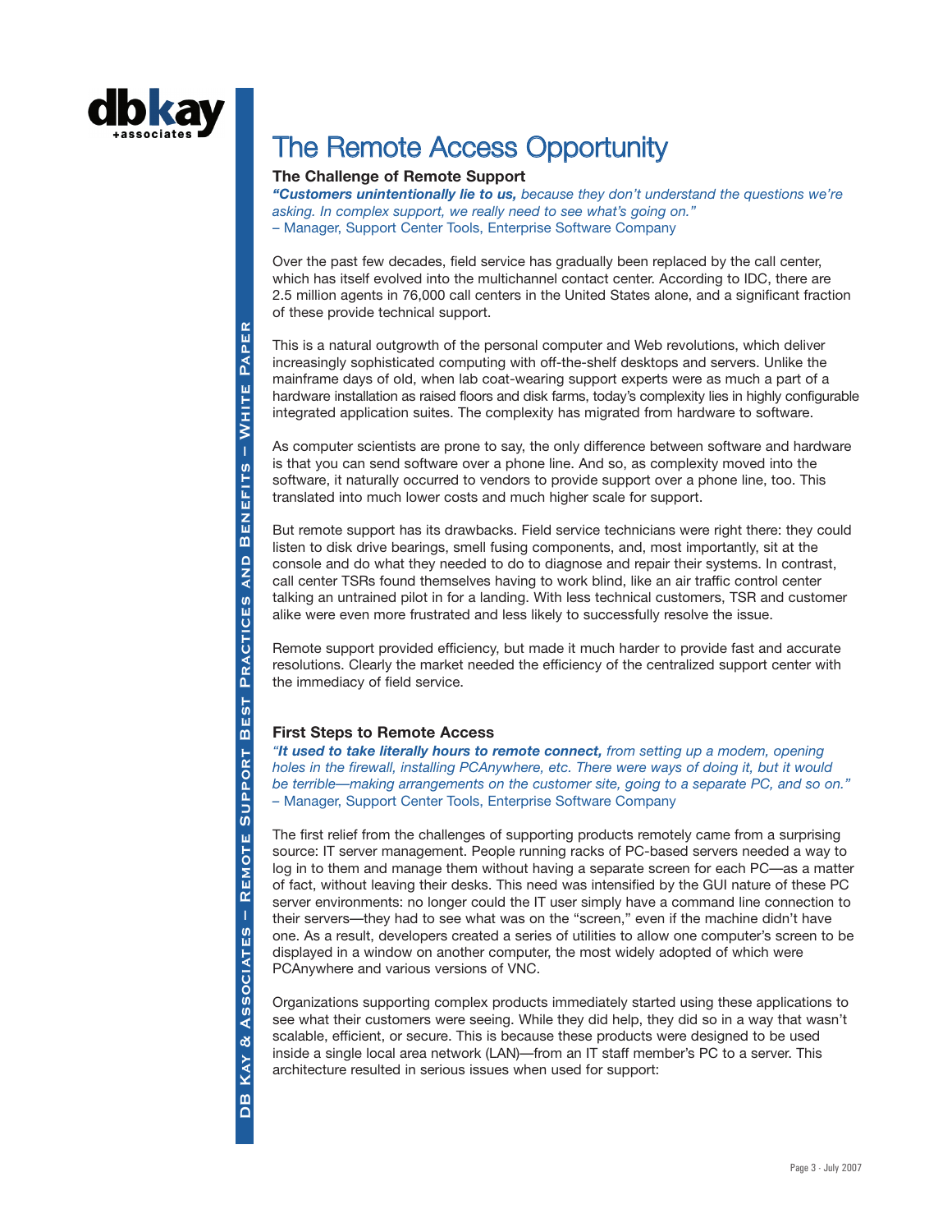# The Remote Access Opportunity

### The Challenge of Remote Support

***"Customers unintentionally lie to us,*** *because they don't understand the questions we're asking. In complex support, we really need to see what's going on."*
– Manager, Support Center Tools, Enterprise Software Company

Over the past few decades, field service has gradually been replaced by the call center, which has itself evolved into the multichannel contact center. According to IDC, there are 2.5 million agents in 76,000 call centers in the United States alone, and a significant fraction of these provide technical support.

This is a natural outgrowth of the personal computer and Web revolutions, which deliver increasingly sophisticated computing with off-the-shelf desktops and servers. Unlike the mainframe days of old, when lab coat-wearing support experts were as much a part of a hardware installation as raised floors and disk farms, today's complexity lies in highly configurable integrated application suites. The complexity has migrated from hardware to software.

As computer scientists are prone to say, the only difference between software and hardware is that you can send software over a phone line. And so, as complexity moved into the software, it naturally occurred to vendors to provide support over a phone line, too. This translated into much lower costs and much higher scale for support.

But remote support has its drawbacks. Field service technicians were right there: they could listen to disk drive bearings, smell fusing components, and, most importantly, sit at the console and do what they needed to do to diagnose and repair their systems. In contrast, call center TSRs found themselves having to work blind, like an air traffic control center talking an untrained pilot in for a landing. With less technical customers, TSR and customer alike were even more frustrated and less likely to successfully resolve the issue.

Remote support provided efficiency, but made it much harder to provide fast and accurate resolutions. Clearly the market needed the efficiency of the centralized support center with the immediacy of field service.

### First Steps to Remote Access

*"**It used to take literally hours to remote connect,** from setting up a modem, opening holes in the firewall, installing PCAnywhere, etc. There were ways of doing it, but it would be terrible—making arrangements on the customer site, going to a separate PC, and so on."*
– Manager, Support Center Tools, Enterprise Software Company

The first relief from the challenges of supporting products remotely came from a surprising source: IT server management. People running racks of PC-based servers needed a way to log in to them and manage them without having a separate screen for each PC—as a matter of fact, without leaving their desks. This need was intensified by the GUI nature of these PC server environments: no longer could the IT user simply have a command line connection to their servers—they had to see what was on the "screen," even if the machine didn't have one. As a result, developers created a series of utilities to allow one computer's screen to be displayed in a window on another computer, the most widely adopted of which were PCAnywhere and various versions of VNC.

Organizations supporting complex products immediately started using these applications to see what their customers were seeing. While they did help, they did so in a way that wasn't scalable, efficient, or secure. This is because these products were designed to be used inside a single local area network (LAN)—from an IT staff member's PC to a server. This architecture resulted in serious issues when used for support: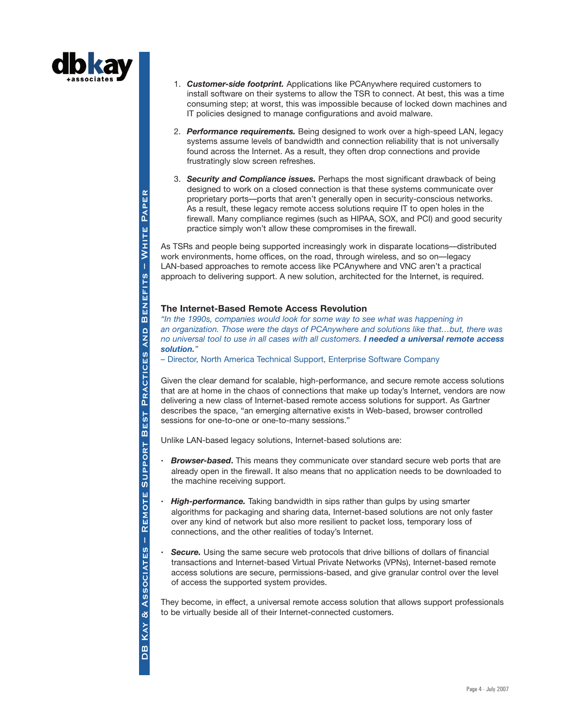1. ***Customer-side footprint.*** Applications like PCAnywhere required customers to install software on their systems to allow the TSR to connect. At best, this was a time consuming step; at worst, this was impossible because of locked down machines and IT policies designed to manage configurations and avoid malware.

2. ***Performance requirements.*** Being designed to work over a high-speed LAN, legacy systems assume levels of bandwidth and connection reliability that is not universally found across the Internet. As a result, they often drop connections and provide frustratingly slow screen refreshes.

3. ***Security and Compliance issues.*** Perhaps the most significant drawback of being designed to work on a closed connection is that these systems communicate over proprietary ports—ports that aren't generally open in security-conscious networks. As a result, these legacy remote access solutions require IT to open holes in the firewall. Many compliance regimes (such as HIPAA, SOX, and PCI) and good security practice simply won't allow these compromises in the firewall.

As TSRs and people being supported increasingly work in disparate locations—distributed work environments, home offices, on the road, through wireless, and so on—legacy LAN-based approaches to remote access like PCAnywhere and VNC aren't a practical approach to delivering support. A new solution, architected for the Internet, is required.

## The Internet-Based Remote Access Revolution

*"In the 1990s, companies would look for some way to see what was happening in an organization. Those were the days of PCAnywhere and solutions like that…but, there was no universal tool to use in all cases with all customers.* ***I needed a universal remote access solution."***

– Director, North America Technical Support, Enterprise Software Company

Given the clear demand for scalable, high-performance, and secure remote access solutions that are at home in the chaos of connections that make up today's Internet, vendors are now delivering a new class of Internet-based remote access solutions for support. As Gartner describes the space, "an emerging alternative exists in Web-based, browser controlled sessions for one-to-one or one-to-many sessions."

Unlike LAN-based legacy solutions, Internet-based solutions are:

- ***Browser-based.*** This means they communicate over standard secure web ports that are already open in the firewall. It also means that no application needs to be downloaded to the machine receiving support.

- ***High-performance.*** Taking bandwidth in sips rather than gulps by using smarter algorithms for packaging and sharing data, Internet-based solutions are not only faster over any kind of network but also more resilient to packet loss, temporary loss of connections, and the other realities of today's Internet.

- ***Secure.*** Using the same secure web protocols that drive billions of dollars of financial transactions and Internet-based Virtual Private Networks (VPNs), Internet-based remote access solutions are secure, permissions-based, and give granular control over the level of access the supported system provides.

They become, in effect, a universal remote access solution that allows support professionals to be virtually beside all of their Internet-connected customers.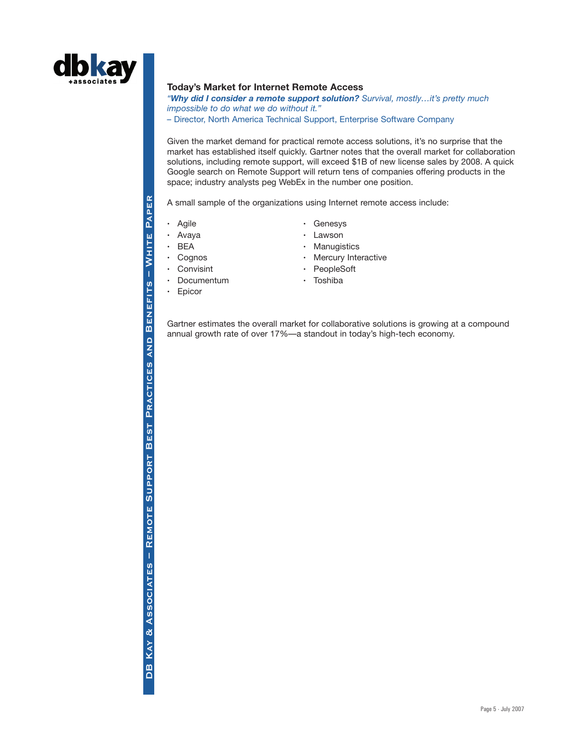## Today's Market for Internet Remote Access

*"**Why did I consider a remote support solution?** Survival, mostly…it's pretty much impossible to do what we do without it."*
– Director, North America Technical Support, Enterprise Software Company

Given the market demand for practical remote access solutions, it's no surprise that the market has established itself quickly. Gartner notes that the overall market for collaboration solutions, including remote support, will exceed $1B of new license sales by 2008. A quick Google search on Remote Support will return tens of companies offering products in the space; industry analysts peg WebEx in the number one position.

A small sample of the organizations using Internet remote access include:

- Agile
- Avaya
- BEA
- Cognos
- Convisint
- Documentum
- Epicor
- Genesys
- Lawson
- Manugistics
- Mercury Interactive
- PeopleSoft
- Toshiba

Gartner estimates the overall market for collaborative solutions is growing at a compound annual growth rate of over 17%—a standout in today's high-tech economy.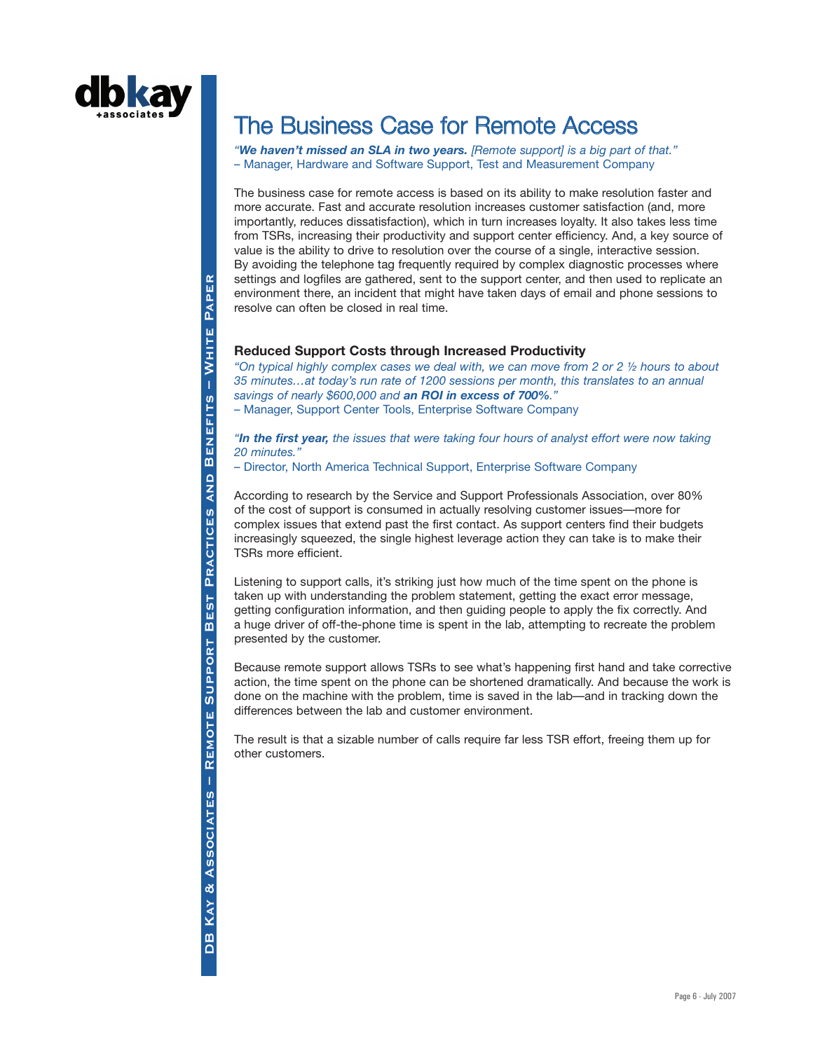# The Business Case for Remote Access

*"**We haven't missed an SLA in two years.** [Remote support] is a big part of that."*
– Manager, Hardware and Software Support, Test and Measurement Company

The business case for remote access is based on its ability to make resolution faster and more accurate. Fast and accurate resolution increases customer satisfaction (and, more importantly, reduces dissatisfaction), which in turn increases loyalty. It also takes less time from TSRs, increasing their productivity and support center efficiency. And, a key source of value is the ability to drive to resolution over the course of a single, interactive session. By avoiding the telephone tag frequently required by complex diagnostic processes where settings and logfiles are gathered, sent to the support center, and then used to replicate an environment there, an incident that might have taken days of email and phone sessions to resolve can often be closed in real time.

## Reduced Support Costs through Increased Productivity

*"On typical highly complex cases we deal with, we can move from 2 or 2 ½ hours to about 35 minutes…at today's run rate of 1200 sessions per month, this translates to an annual savings of nearly $600,000 and **an ROI in excess of 700%**."*
– Manager, Support Center Tools, Enterprise Software Company

*"**In the first year,** the issues that were taking four hours of analyst effort were now taking 20 minutes."*
– Director, North America Technical Support, Enterprise Software Company

According to research by the Service and Support Professionals Association, over 80% of the cost of support is consumed in actually resolving customer issues—more for complex issues that extend past the first contact. As support centers find their budgets increasingly squeezed, the single highest leverage action they can take is to make their TSRs more efficient.

Listening to support calls, it's striking just how much of the time spent on the phone is taken up with understanding the problem statement, getting the exact error message, getting configuration information, and then guiding people to apply the fix correctly. And a huge driver of off-the-phone time is spent in the lab, attempting to recreate the problem presented by the customer.

Because remote support allows TSRs to see what's happening first hand and take corrective action, the time spent on the phone can be shortened dramatically. And because the work is done on the machine with the problem, time is saved in the lab—and in tracking down the differences between the lab and customer environment.

The result is that a sizable number of calls require far less TSR effort, freeing them up for other customers.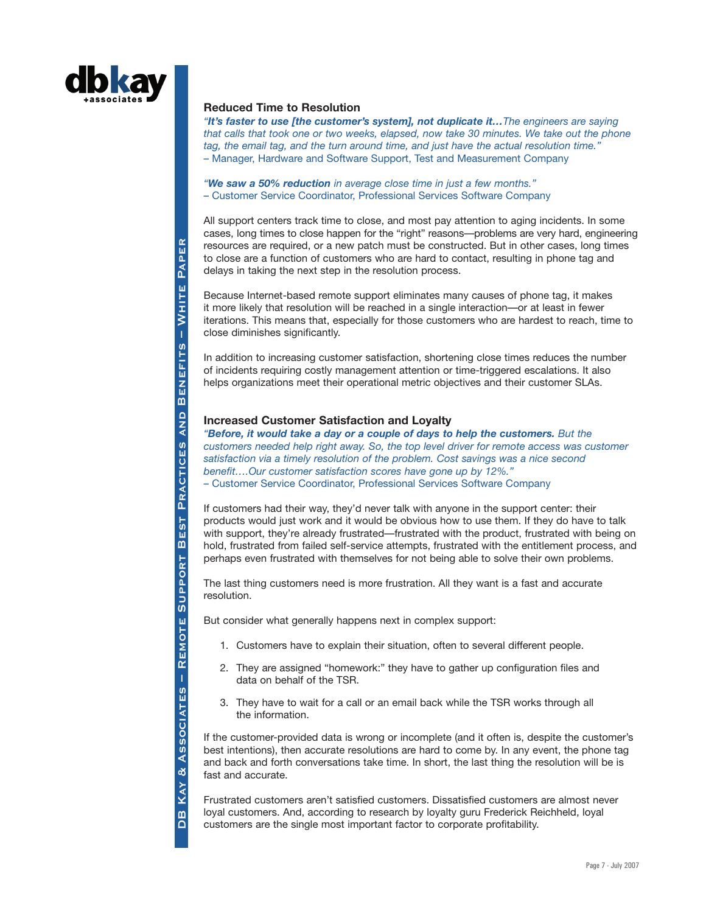### Reduced Time to Resolution

*"**It's faster to use [the customer's system], not duplicate it…**The engineers are saying that calls that took one or two weeks, elapsed, now take 30 minutes. We take out the phone tag, the email tag, and the turn around time, and just have the actual resolution time."*
– Manager, Hardware and Software Support, Test and Measurement Company

*"**We saw a 50% reduction** in average close time in just a few months."*
– Customer Service Coordinator, Professional Services Software Company

All support centers track time to close, and most pay attention to aging incidents. In some cases, long times to close happen for the "right" reasons—problems are very hard, engineering resources are required, or a new patch must be constructed. But in other cases, long times to close are a function of customers who are hard to contact, resulting in phone tag and delays in taking the next step in the resolution process.

Because Internet-based remote support eliminates many causes of phone tag, it makes it more likely that resolution will be reached in a single interaction—or at least in fewer iterations. This means that, especially for those customers who are hardest to reach, time to close diminishes significantly.

In addition to increasing customer satisfaction, shortening close times reduces the number of incidents requiring costly management attention or time-triggered escalations. It also helps organizations meet their operational metric objectives and their customer SLAs.

### Increased Customer Satisfaction and Loyalty

*"**Before, it would take a day or a couple of days to help the customers.** But the customers needed help right away. So, the top level driver for remote access was customer satisfaction via a timely resolution of the problem. Cost savings was a nice second benefit….Our customer satisfaction scores have gone up by 12%."*
– Customer Service Coordinator, Professional Services Software Company

If customers had their way, they'd never talk with anyone in the support center: their products would just work and it would be obvious how to use them. If they do have to talk with support, they're already frustrated—frustrated with the product, frustrated with being on hold, frustrated from failed self-service attempts, frustrated with the entitlement process, and perhaps even frustrated with themselves for not being able to solve their own problems.

The last thing customers need is more frustration. All they want is a fast and accurate resolution.

But consider what generally happens next in complex support:

1. Customers have to explain their situation, often to several different people.
2. They are assigned "homework:" they have to gather up configuration files and data on behalf of the TSR.
3. They have to wait for a call or an email back while the TSR works through all the information.

If the customer-provided data is wrong or incomplete (and it often is, despite the customer's best intentions), then accurate resolutions are hard to come by. In any event, the phone tag and back and forth conversations take time. In short, the last thing the resolution will be is fast and accurate.

Frustrated customers aren't satisfied customers. Dissatisfied customers are almost never loyal customers. And, according to research by loyalty guru Frederick Reichheld, loyal customers are the single most important factor to corporate profitability.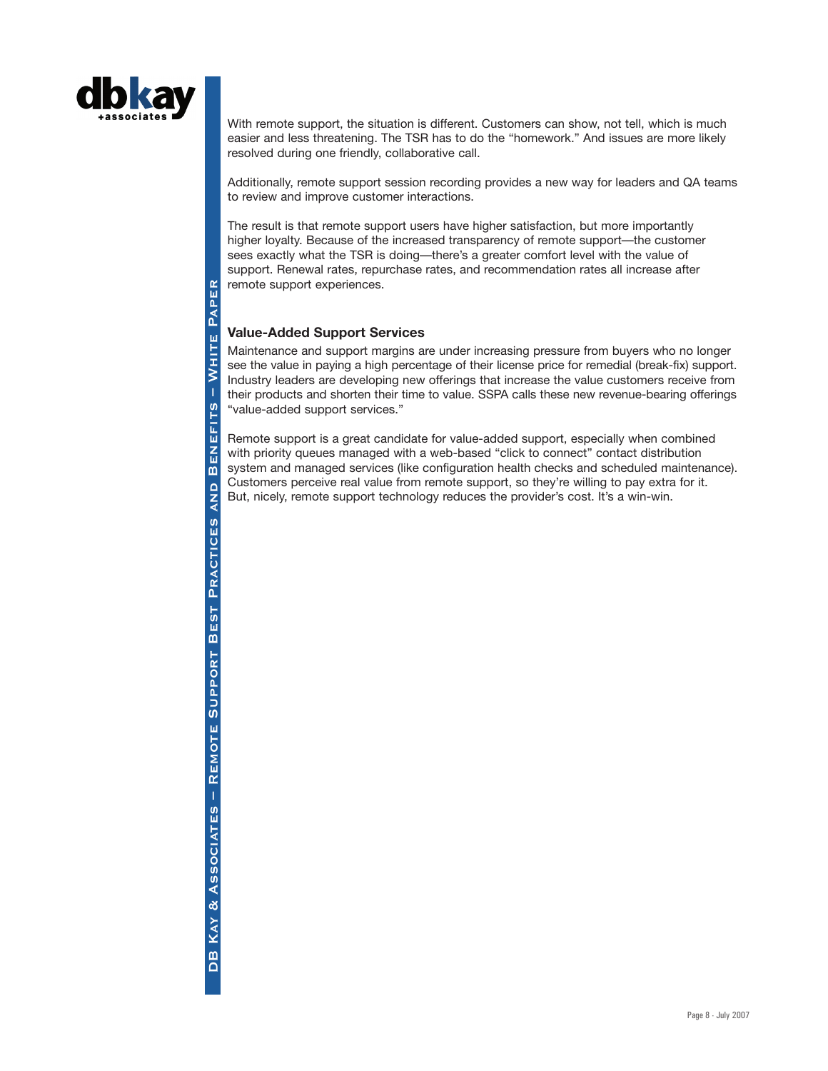With remote support, the situation is different. Customers can show, not tell, which is much easier and less threatening. The TSR has to do the "homework." And issues are more likely resolved during one friendly, collaborative call.

Additionally, remote support session recording provides a new way for leaders and QA teams to review and improve customer interactions.

The result is that remote support users have higher satisfaction, but more importantly higher loyalty. Because of the increased transparency of remote support—the customer sees exactly what the TSR is doing—there's a greater comfort level with the value of support. Renewal rates, repurchase rates, and recommendation rates all increase after remote support experiences.

### Value-Added Support Services

Maintenance and support margins are under increasing pressure from buyers who no longer see the value in paying a high percentage of their license price for remedial (break-fix) support. Industry leaders are developing new offerings that increase the value customers receive from their products and shorten their time to value. SSPA calls these new revenue-bearing offerings "value-added support services."

Remote support is a great candidate for value-added support, especially when combined with priority queues managed with a web-based "click to connect" contact distribution system and managed services (like configuration health checks and scheduled maintenance). Customers perceive real value from remote support, so they're willing to pay extra for it. But, nicely, remote support technology reduces the provider's cost. It's a win-win.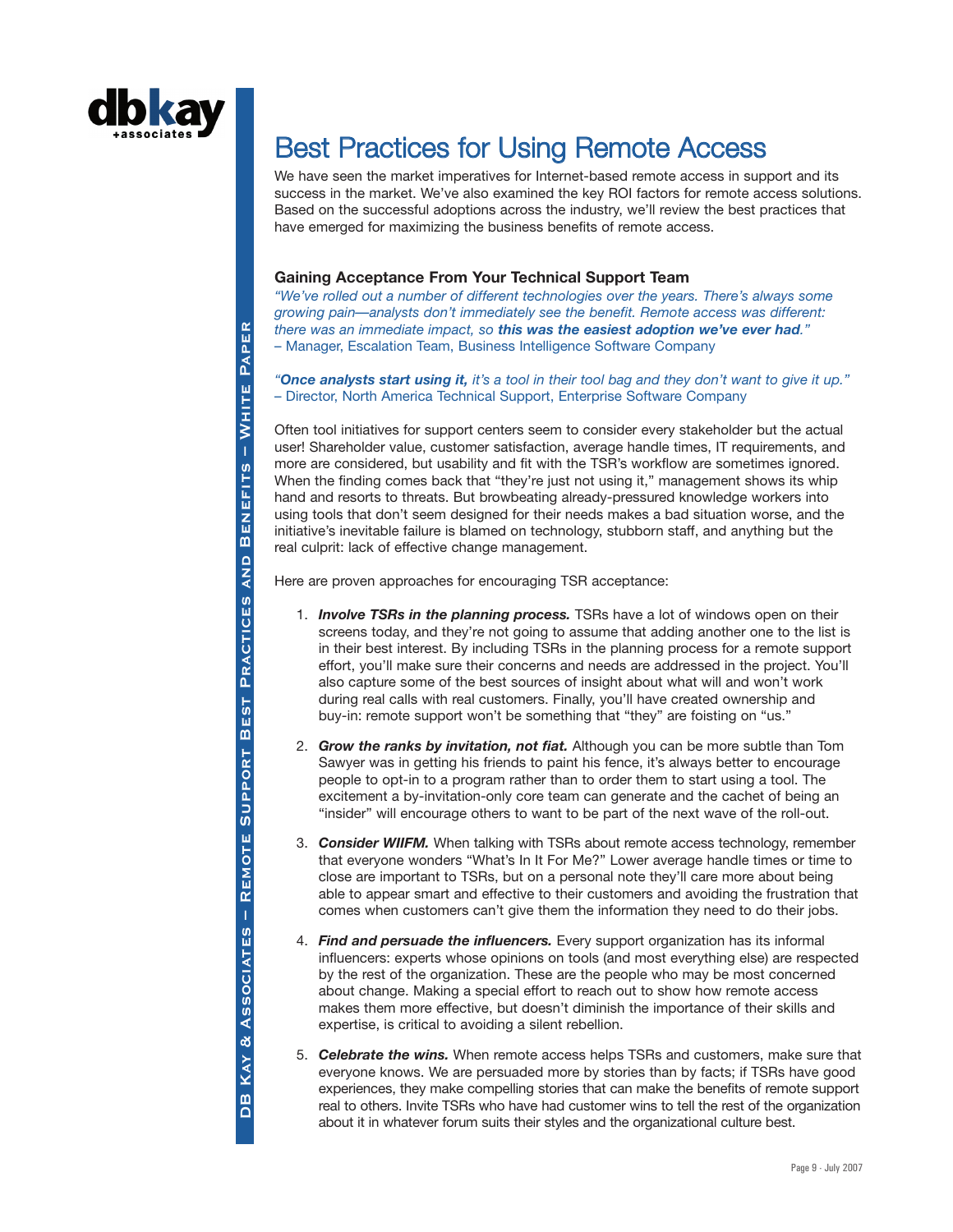# Best Practices for Using Remote Access

We have seen the market imperatives for Internet-based remote access in support and its success in the market. We've also examined the key ROI factors for remote access solutions. Based on the successful adoptions across the industry, we'll review the best practices that have emerged for maximizing the business benefits of remote access.

## Gaining Acceptance From Your Technical Support Team

*"We've rolled out a number of different technologies over the years. There's always some growing pain—analysts don't immediately see the benefit. Remote access was different: there was an immediate impact, so* ***this was the easiest adoption we've ever had****."*
– Manager, Escalation Team, Business Intelligence Software Company

*"****Once analysts start using it,*** *it's a tool in their tool bag and they don't want to give it up."*
– Director, North America Technical Support, Enterprise Software Company

Often tool initiatives for support centers seem to consider every stakeholder but the actual user! Shareholder value, customer satisfaction, average handle times, IT requirements, and more are considered, but usability and fit with the TSR's workflow are sometimes ignored. When the finding comes back that "they're just not using it," management shows its whip hand and resorts to threats. But browbeating already-pressured knowledge workers into using tools that don't seem designed for their needs makes a bad situation worse, and the initiative's inevitable failure is blamed on technology, stubborn staff, and anything but the real culprit: lack of effective change management.

Here are proven approaches for encouraging TSR acceptance:

1. ***Involve TSRs in the planning process.*** TSRs have a lot of windows open on their screens today, and they're not going to assume that adding another one to the list is in their best interest. By including TSRs in the planning process for a remote support effort, you'll make sure their concerns and needs are addressed in the project. You'll also capture some of the best sources of insight about what will and won't work during real calls with real customers. Finally, you'll have created ownership and buy-in: remote support won't be something that "they" are foisting on "us."

2. ***Grow the ranks by invitation, not fiat.*** Although you can be more subtle than Tom Sawyer was in getting his friends to paint his fence, it's always better to encourage people to opt-in to a program rather than to order them to start using a tool. The excitement a by-invitation-only core team can generate and the cachet of being an "insider" will encourage others to want to be part of the next wave of the roll-out.

3. ***Consider WIIFM.*** When talking with TSRs about remote access technology, remember that everyone wonders "What's In It For Me?" Lower average handle times or time to close are important to TSRs, but on a personal note they'll care more about being able to appear smart and effective to their customers and avoiding the frustration that comes when customers can't give them the information they need to do their jobs.

4. ***Find and persuade the influencers.*** Every support organization has its informal influencers: experts whose opinions on tools (and most everything else) are respected by the rest of the organization. These are the people who may be most concerned about change. Making a special effort to reach out to show how remote access makes them more effective, but doesn't diminish the importance of their skills and expertise, is critical to avoiding a silent rebellion.

5. ***Celebrate the wins.*** When remote access helps TSRs and customers, make sure that everyone knows. We are persuaded more by stories than by facts; if TSRs have good experiences, they make compelling stories that can make the benefits of remote support real to others. Invite TSRs who have had customer wins to tell the rest of the organization about it in whatever forum suits their styles and the organizational culture best.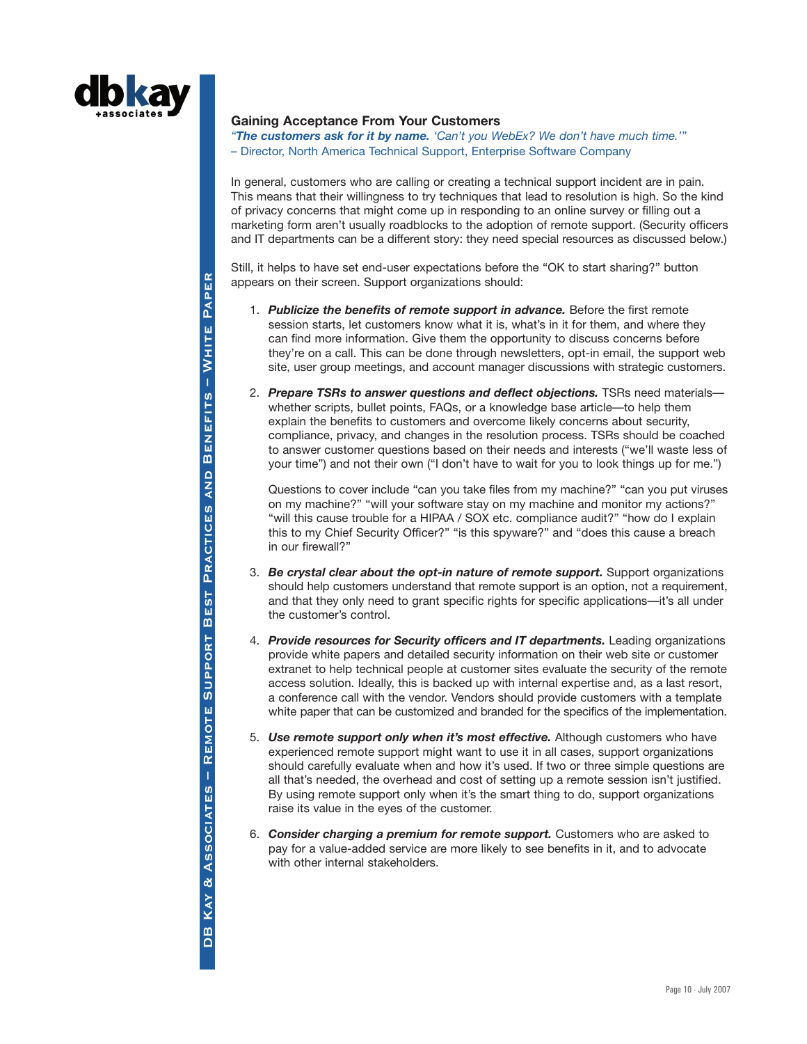## Gaining Acceptance From Your Customers

*“**The customers ask for it by name.** ‘Can’t you WebEx? We don’t have much time.’”*
– Director, North America Technical Support, Enterprise Software Company

In general, customers who are calling or creating a technical support incident are in pain. This means that their willingness to try techniques that lead to resolution is high. So the kind of privacy concerns that might come up in responding to an online survey or filling out a marketing form aren’t usually roadblocks to the adoption of remote support. (Security officers and IT departments can be a different story: they need special resources as discussed below.)

Still, it helps to have set end-user expectations before the “OK to start sharing?” button appears on their screen. Support organizations should:

1. ***Publicize the benefits of remote support in advance.*** Before the first remote session starts, let customers know what it is, what’s in it for them, and where they can find more information. Give them the opportunity to discuss concerns before they’re on a call. This can be done through newsletters, opt-in email, the support web site, user group meetings, and account manager discussions with strategic customers.

2. ***Prepare TSRs to answer questions and deflect objections.*** TSRs need materials—whether scripts, bullet points, FAQs, or a knowledge base article—to help them explain the benefits to customers and overcome likely concerns about security, compliance, privacy, and changes in the resolution process. TSRs should be coached to answer customer questions based on their needs and interests (“we’ll waste less of your time”) and not their own (“I don’t have to wait for you to look things up for me.”)

   Questions to cover include “can you take files from my machine?” “can you put viruses on my machine?” “will your software stay on my machine and monitor my actions?” “will this cause trouble for a HIPAA / SOX etc. compliance audit?” “how do I explain this to my Chief Security Officer?” “is this spyware?” and “does this cause a breach in our firewall?”

3. ***Be crystal clear about the opt-in nature of remote support.*** Support organizations should help customers understand that remote support is an option, not a requirement, and that they only need to grant specific rights for specific applications—it’s all under the customer’s control.

4. ***Provide resources for Security officers and IT departments.*** Leading organizations provide white papers and detailed security information on their web site or customer extranet to help technical people at customer sites evaluate the security of the remote access solution. Ideally, this is backed up with internal expertise and, as a last resort, a conference call with the vendor. Vendors should provide customers with a template white paper that can be customized and branded for the specifics of the implementation.

5. ***Use remote support only when it’s most effective.*** Although customers who have experienced remote support might want to use it in all cases, support organizations should carefully evaluate when and how it’s used. If two or three simple questions are all that’s needed, the overhead and cost of setting up a remote session isn’t justified. By using remote support only when it’s the smart thing to do, support organizations raise its value in the eyes of the customer.

6. ***Consider charging a premium for remote support.*** Customers who are asked to pay for a value-added service are more likely to see benefits in it, and to advocate with other internal stakeholders.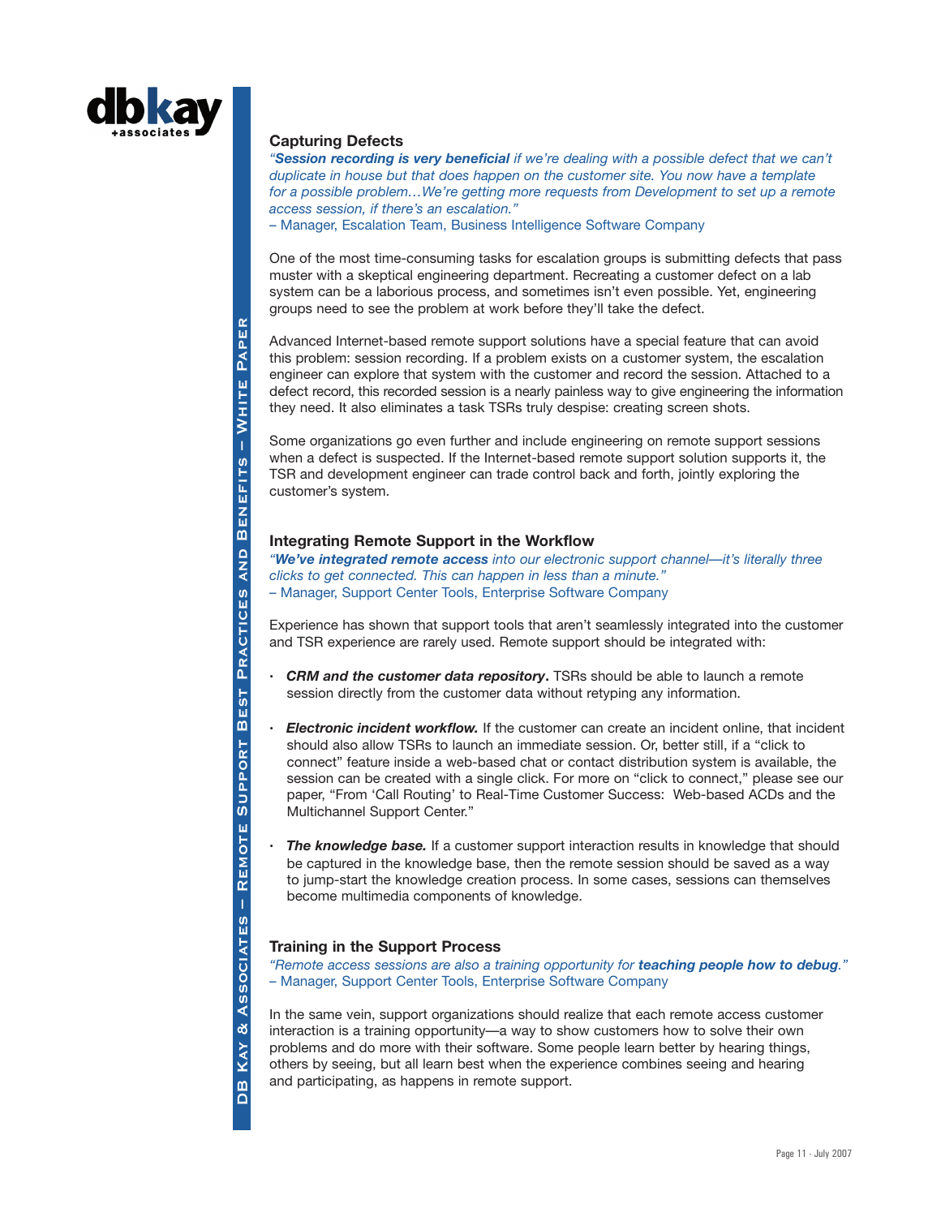### Capturing Defects

*"**Session recording is very beneficial** if we're dealing with a possible defect that we can't duplicate in house but that does happen on the customer site. You now have a template for a possible problem…We're getting more requests from Development to set up a remote access session, if there's an escalation."*
– Manager, Escalation Team, Business Intelligence Software Company

One of the most time-consuming tasks for escalation groups is submitting defects that pass muster with a skeptical engineering department. Recreating a customer defect on a lab system can be a laborious process, and sometimes isn't even possible. Yet, engineering groups need to see the problem at work before they'll take the defect.

Advanced Internet-based remote support solutions have a special feature that can avoid this problem: session recording. If a problem exists on a customer system, the escalation engineer can explore that system with the customer and record the session. Attached to a defect record, this recorded session is a nearly painless way to give engineering the information they need. It also eliminates a task TSRs truly despise: creating screen shots.

Some organizations go even further and include engineering on remote support sessions when a defect is suspected. If the Internet-based remote support solution supports it, the TSR and development engineer can trade control back and forth, jointly exploring the customer's system.

### Integrating Remote Support in the Workflow

*"**We've integrated remote access** into our electronic support channel—it's literally three clicks to get connected. This can happen in less than a minute."*
– Manager, Support Center Tools, Enterprise Software Company

Experience has shown that support tools that aren't seamlessly integrated into the customer and TSR experience are rarely used. Remote support should be integrated with:

- ***CRM and the customer data repository*.** TSRs should be able to launch a remote session directly from the customer data without retyping any information.
- ***Electronic incident workflow.*** If the customer can create an incident online, that incident should also allow TSRs to launch an immediate session. Or, better still, if a "click to connect" feature inside a web-based chat or contact distribution system is available, the session can be created with a single click. For more on "click to connect," please see our paper, "From 'Call Routing' to Real-Time Customer Success: Web-based ACDs and the Multichannel Support Center."
- ***The knowledge base.*** If a customer support interaction results in knowledge that should be captured in the knowledge base, then the remote session should be saved as a way to jump-start the knowledge creation process. In some cases, sessions can themselves become multimedia components of knowledge.

### Training in the Support Process

*"Remote access sessions are also a training opportunity for **teaching people how to debug**."*
– Manager, Support Center Tools, Enterprise Software Company

In the same vein, support organizations should realize that each remote access customer interaction is a training opportunity—a way to show customers how to solve their own problems and do more with their software. Some people learn better by hearing things, others by seeing, but all learn best when the experience combines seeing and hearing and participating, as happens in remote support.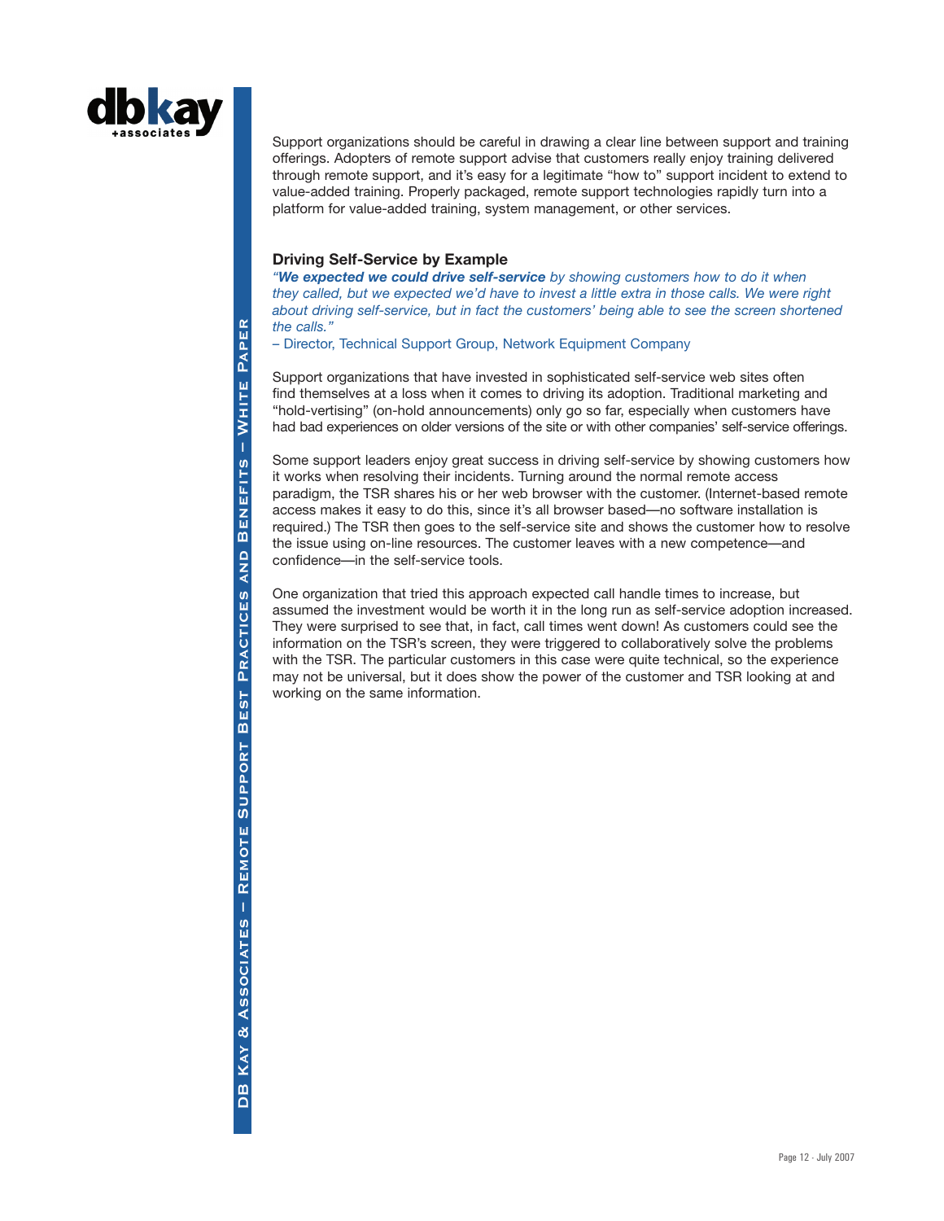Support organizations should be careful in drawing a clear line between support and training offerings. Adopters of remote support advise that customers really enjoy training delivered through remote support, and it's easy for a legitimate "how to" support incident to extend to value-added training. Properly packaged, remote support technologies rapidly turn into a platform for value-added training, system management, or other services.

### Driving Self-Service by Example

*"**We expected we could drive self-service** by showing customers how to do it when they called, but we expected we'd have to invest a little extra in those calls. We were right about driving self-service, but in fact the customers' being able to see the screen shortened the calls."*

– Director, Technical Support Group, Network Equipment Company

Support organizations that have invested in sophisticated self-service web sites often find themselves at a loss when it comes to driving its adoption. Traditional marketing and "hold-vertising" (on-hold announcements) only go so far, especially when customers have had bad experiences on older versions of the site or with other companies' self-service offerings.

Some support leaders enjoy great success in driving self-service by showing customers how it works when resolving their incidents. Turning around the normal remote access paradigm, the TSR shares his or her web browser with the customer. (Internet-based remote access makes it easy to do this, since it's all browser based—no software installation is required.) The TSR then goes to the self-service site and shows the customer how to resolve the issue using on-line resources. The customer leaves with a new competence—and confidence—in the self-service tools.

One organization that tried this approach expected call handle times to increase, but assumed the investment would be worth it in the long run as self-service adoption increased. They were surprised to see that, in fact, call times went down! As customers could see the information on the TSR's screen, they were triggered to collaboratively solve the problems with the TSR. The particular customers in this case were quite technical, so the experience may not be universal, but it does show the power of the customer and TSR looking at and working on the same information.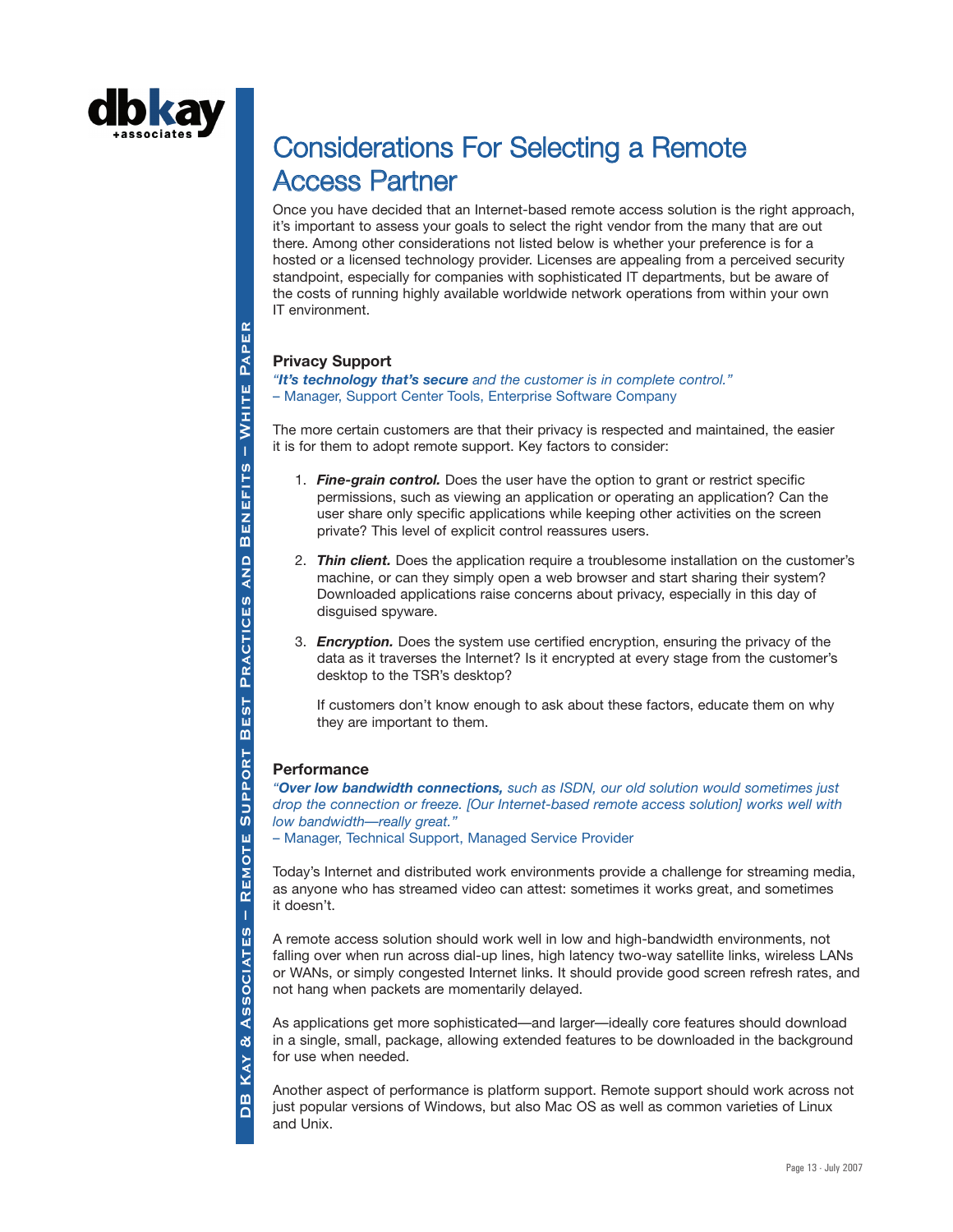# Considerations For Selecting a Remote Access Partner

Once you have decided that an Internet-based remote access solution is the right approach, it's important to assess your goals to select the right vendor from the many that are out there. Among other considerations not listed below is whether your preference is for a hosted or a licensed technology provider. Licenses are appealing from a perceived security standpoint, especially for companies with sophisticated IT departments, but be aware of the costs of running highly available worldwide network operations from within your own IT environment.

### Privacy Support

*"**It's technology that's secure** and the customer is in complete control."*
– Manager, Support Center Tools, Enterprise Software Company

The more certain customers are that their privacy is respected and maintained, the easier it is for them to adopt remote support. Key factors to consider:

1. ***Fine-grain control.*** Does the user have the option to grant or restrict specific permissions, such as viewing an application or operating an application? Can the user share only specific applications while keeping other activities on the screen private? This level of explicit control reassures users.

2. ***Thin client.*** Does the application require a troublesome installation on the customer's machine, or can they simply open a web browser and start sharing their system? Downloaded applications raise concerns about privacy, especially in this day of disguised spyware.

3. ***Encryption.*** Does the system use certified encryption, ensuring the privacy of the data as it traverses the Internet? Is it encrypted at every stage from the customer's desktop to the TSR's desktop?

   If customers don't know enough to ask about these factors, educate them on why they are important to them.

### Performance

*"**Over low bandwidth connections,** such as ISDN, our old solution would sometimes just drop the connection or freeze. [Our Internet-based remote access solution] works well with low bandwidth—really great."*
– Manager, Technical Support, Managed Service Provider

Today's Internet and distributed work environments provide a challenge for streaming media, as anyone who has streamed video can attest: sometimes it works great, and sometimes it doesn't.

A remote access solution should work well in low and high-bandwidth environments, not falling over when run across dial-up lines, high latency two-way satellite links, wireless LANs or WANs, or simply congested Internet links. It should provide good screen refresh rates, and not hang when packets are momentarily delayed.

As applications get more sophisticated—and larger—ideally core features should download in a single, small, package, allowing extended features to be downloaded in the background for use when needed.

Another aspect of performance is platform support. Remote support should work across not just popular versions of Windows, but also Mac OS as well as common varieties of Linux and Unix.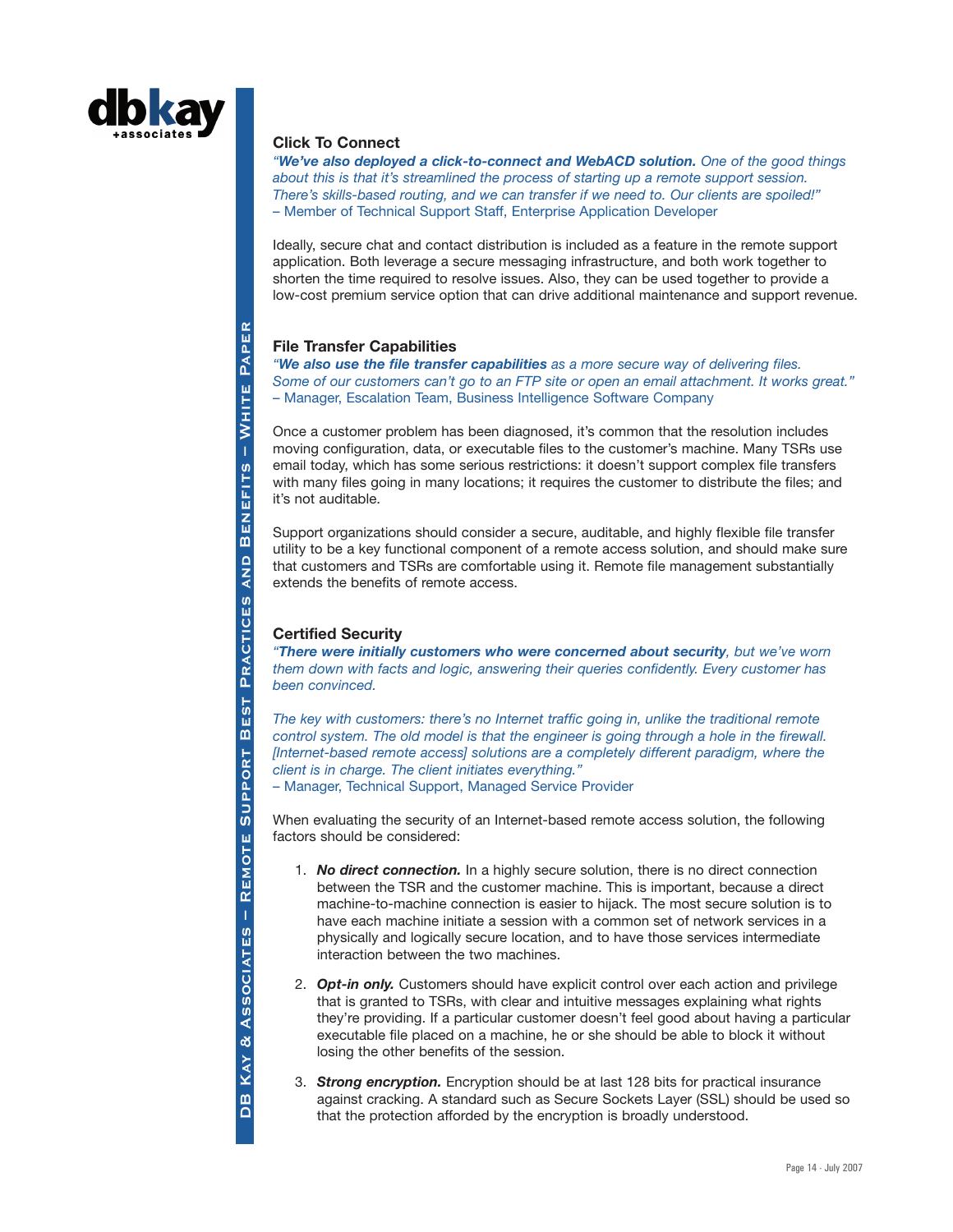### Click To Connect

*"**We've also deployed a click-to-connect and WebACD solution.** One of the good things about this is that it's streamlined the process of starting up a remote support session. There's skills-based routing, and we can transfer if we need to. Our clients are spoiled!"*
– Member of Technical Support Staff, Enterprise Application Developer

Ideally, secure chat and contact distribution is included as a feature in the remote support application. Both leverage a secure messaging infrastructure, and both work together to shorten the time required to resolve issues. Also, they can be used together to provide a low-cost premium service option that can drive additional maintenance and support revenue.

### File Transfer Capabilities

*"**We also use the file transfer capabilities** as a more secure way of delivering files. Some of our customers can't go to an FTP site or open an email attachment. It works great."*
– Manager, Escalation Team, Business Intelligence Software Company

Once a customer problem has been diagnosed, it's common that the resolution includes moving configuration, data, or executable files to the customer's machine. Many TSRs use email today, which has some serious restrictions: it doesn't support complex file transfers with many files going in many locations; it requires the customer to distribute the files; and it's not auditable.

Support organizations should consider a secure, auditable, and highly flexible file transfer utility to be a key functional component of a remote access solution, and should make sure that customers and TSRs are comfortable using it. Remote file management substantially extends the benefits of remote access.

### Certified Security

*"**There were initially customers who were concerned about security**, but we've worn them down with facts and logic, answering their queries confidently. Every customer has been convinced.*

*The key with customers: there's no Internet traffic going in, unlike the traditional remote control system. The old model is that the engineer is going through a hole in the firewall. [Internet-based remote access] solutions are a completely different paradigm, where the client is in charge. The client initiates everything."*
– Manager, Technical Support, Managed Service Provider

When evaluating the security of an Internet-based remote access solution, the following factors should be considered:

1. ***No direct connection.*** In a highly secure solution, there is no direct connection between the TSR and the customer machine. This is important, because a direct machine-to-machine connection is easier to hijack. The most secure solution is to have each machine initiate a session with a common set of network services in a physically and logically secure location, and to have those services intermediate interaction between the two machines.

2. ***Opt-in only.*** Customers should have explicit control over each action and privilege that is granted to TSRs, with clear and intuitive messages explaining what rights they're providing. If a particular customer doesn't feel good about having a particular executable file placed on a machine, he or she should be able to block it without losing the other benefits of the session.

3. ***Strong encryption.*** Encryption should be at last 128 bits for practical insurance against cracking. A standard such as Secure Sockets Layer (SSL) should be used so that the protection afforded by the encryption is broadly understood.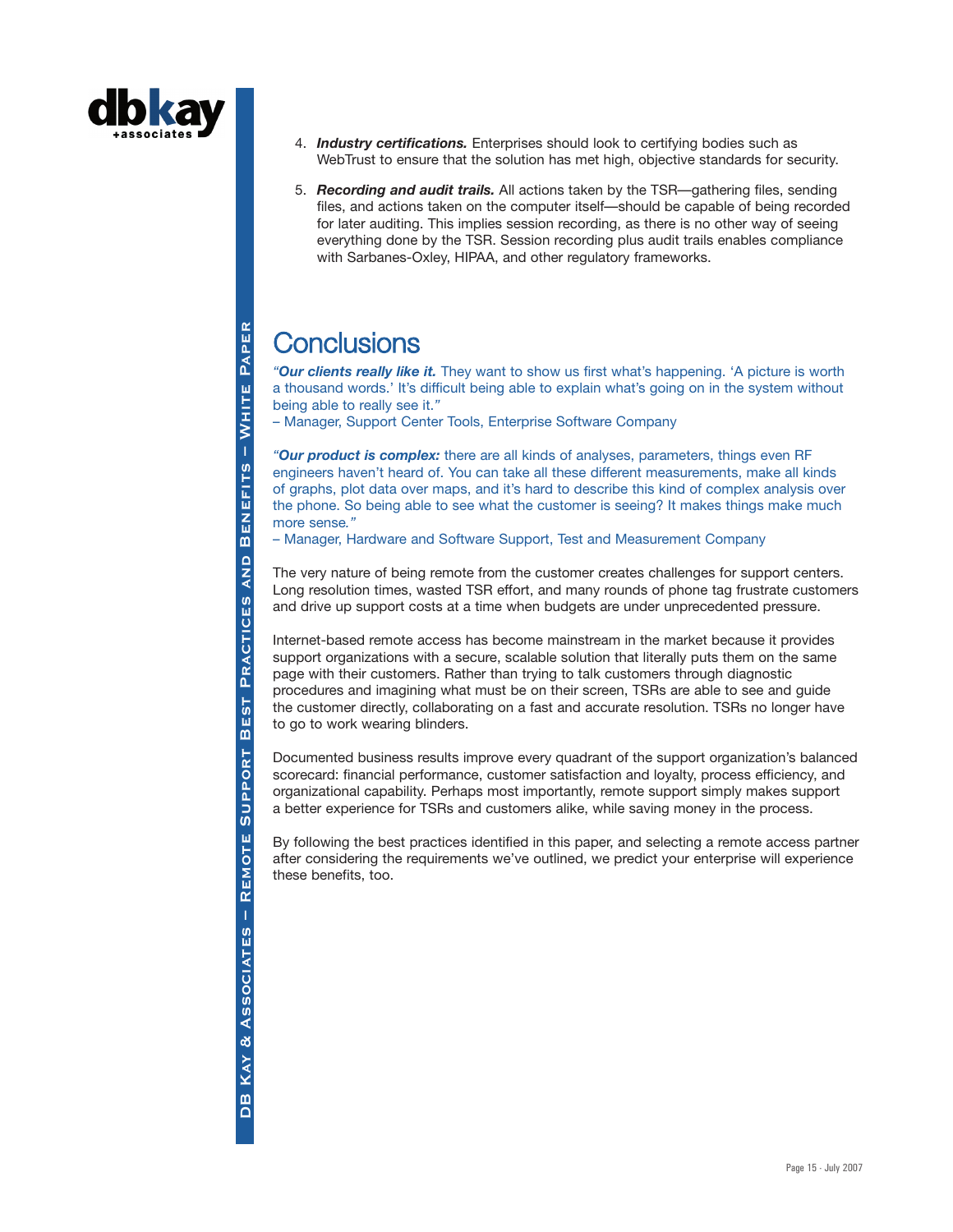4. ***Industry certifications.*** Enterprises should look to certifying bodies such as WebTrust to ensure that the solution has met high, objective standards for security.

5. ***Recording and audit trails.*** All actions taken by the TSR—gathering files, sending files, and actions taken on the computer itself—should be capable of being recorded for later auditing. This implies session recording, as there is no other way of seeing everything done by the TSR. Session recording plus audit trails enables compliance with Sarbanes-Oxley, HIPAA, and other regulatory frameworks.

# Conclusions

*"**Our clients really like it.** They want to show us first what's happening. 'A picture is worth a thousand words.' It's difficult being able to explain what's going on in the system without being able to really see it."*
– Manager, Support Center Tools, Enterprise Software Company

*"**Our product is complex:** there are all kinds of analyses, parameters, things even RF engineers haven't heard of. You can take all these different measurements, make all kinds of graphs, plot data over maps, and it's hard to describe this kind of complex analysis over the phone. So being able to see what the customer is seeing? It makes things make much more sense."*
– Manager, Hardware and Software Support, Test and Measurement Company

The very nature of being remote from the customer creates challenges for support centers. Long resolution times, wasted TSR effort, and many rounds of phone tag frustrate customers and drive up support costs at a time when budgets are under unprecedented pressure.

Internet-based remote access has become mainstream in the market because it provides support organizations with a secure, scalable solution that literally puts them on the same page with their customers. Rather than trying to talk customers through diagnostic procedures and imagining what must be on their screen, TSRs are able to see and guide the customer directly, collaborating on a fast and accurate resolution. TSRs no longer have to go to work wearing blinders.

Documented business results improve every quadrant of the support organization's balanced scorecard: financial performance, customer satisfaction and loyalty, process efficiency, and organizational capability. Perhaps most importantly, remote support simply makes support a better experience for TSRs and customers alike, while saving money in the process.

By following the best practices identified in this paper, and selecting a remote access partner after considering the requirements we've outlined, we predict your enterprise will experience these benefits, too.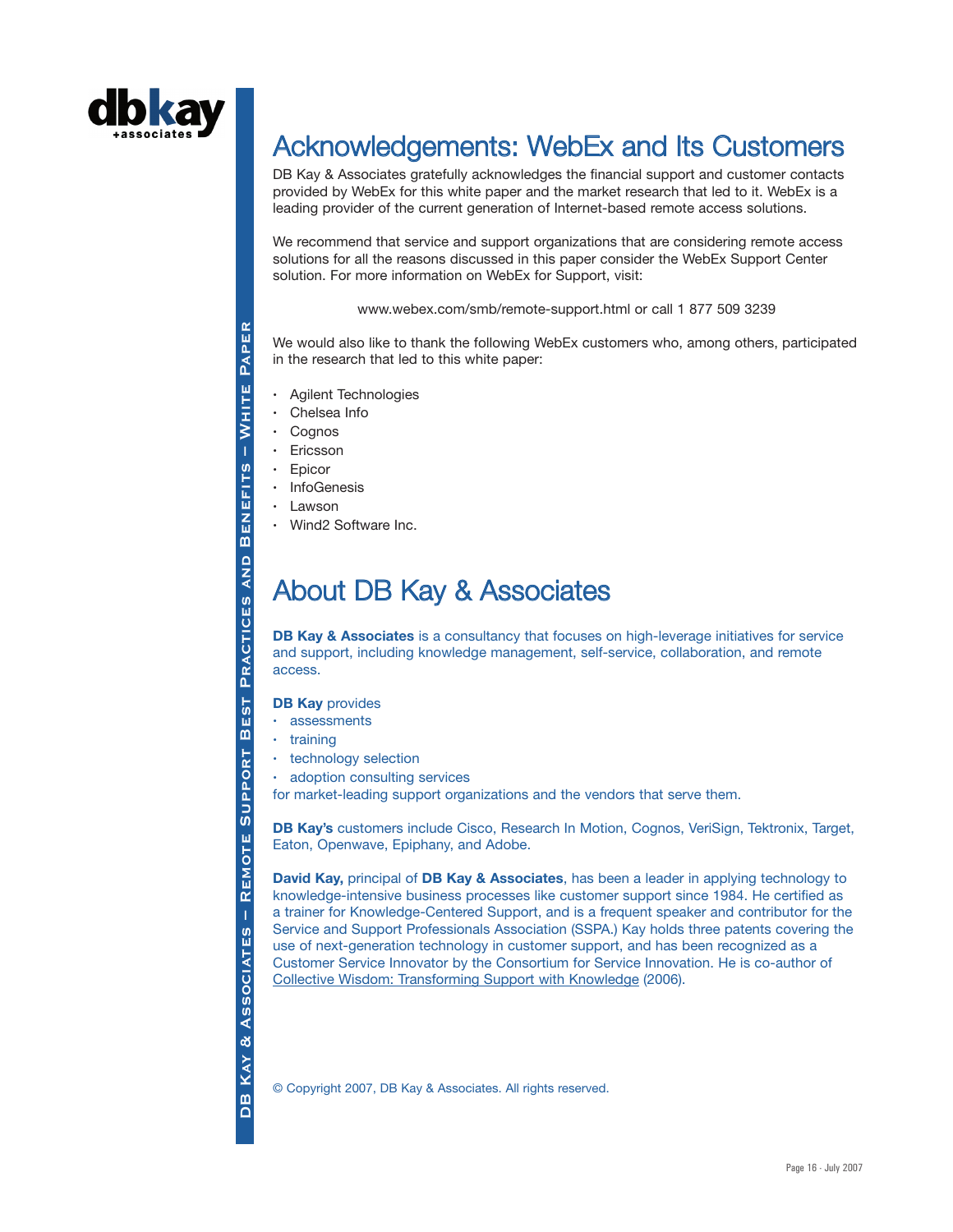# Acknowledgements: WebEx and Its Customers

DB Kay & Associates gratefully acknowledges the financial support and customer contacts provided by WebEx for this white paper and the market research that led to it. WebEx is a leading provider of the current generation of Internet-based remote access solutions.

We recommend that service and support organizations that are considering remote access solutions for all the reasons discussed in this paper consider the WebEx Support Center solution. For more information on WebEx for Support, visit:

www.webex.com/smb/remote-support.html or call 1 877 509 3239

We would also like to thank the following WebEx customers who, among others, participated in the research that led to this white paper:

- Agilent Technologies
- Chelsea Info
- Cognos
- Ericsson
- Epicor
- InfoGenesis
- Lawson
- Wind2 Software Inc.

# About DB Kay & Associates

**DB Kay & Associates** is a consultancy that focuses on high-leverage initiatives for service and support, including knowledge management, self-service, collaboration, and remote access.

**DB Kay** provides

- assessments
- training
- technology selection
- adoption consulting services

for market-leading support organizations and the vendors that serve them.

**DB Kay's** customers include Cisco, Research In Motion, Cognos, VeriSign, Tektronix, Target, Eaton, Openwave, Epiphany, and Adobe.

**David Kay,** principal of **DB Kay & Associates**, has been a leader in applying technology to knowledge-intensive business processes like customer support since 1984. He certified as a trainer for Knowledge-Centered Support, and is a frequent speaker and contributor for the Service and Support Professionals Association (SSPA.) Kay holds three patents covering the use of next-generation technology in customer support, and has been recognized as a Customer Service Innovator by the Consortium for Service Innovation. He is co-author of Collective Wisdom: Transforming Support with Knowledge (2006).

© Copyright 2007, DB Kay & Associates. All rights reserved.